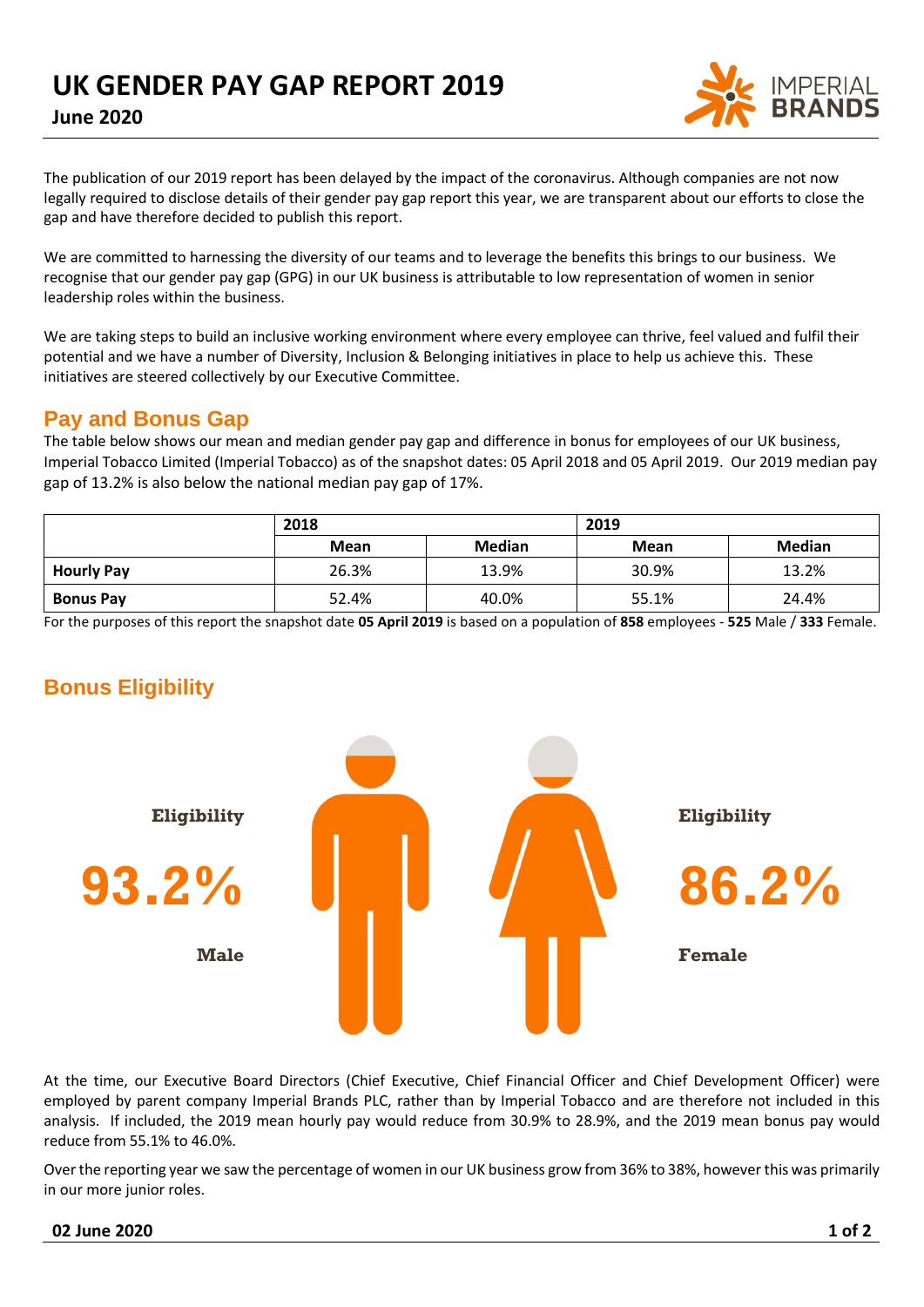# UK GENDER PAY GAP REPORT 2019

**June 2020**

The publication of our 2019 report has been delayed by the impact of the coronavirus. Although companies are not now legally required to disclose details of their gender pay gap report this year, we are transparent about our efforts to close the gap and have therefore decided to publish this report.

We are committed to harnessing the diversity of our teams and to leverage the benefits this brings to our business. We recognise that our gender pay gap (GPG) in our UK business is attributable to low representation of women in senior leadership roles within the business.

We are taking steps to build an inclusive working environment where every employee can thrive, feel valued and fulfil their potential and we have a number of Diversity, Inclusion & Belonging initiatives in place to help us achieve this. These initiatives are steered collectively by our Executive Committee.

## Pay and Bonus Gap

The table below shows our mean and median gender pay gap and difference in bonus for employees of our UK business, Imperial Tobacco Limited (Imperial Tobacco) as of the snapshot dates: 05 April 2018 and 05 April 2019. Our 2019 median pay gap of 13.2% is also below the national median pay gap of 17%.

| | 2018 | | 2019 | |
|---|---|---|---|---|
| | **Mean** | **Median** | **Mean** | **Median** |
| **Hourly Pay** | 26.3% | 13.9% | 30.9% | 13.2% |
| **Bonus Pay** | 52.4% | 40.0% | 55.1% | 24.4% |

For the purposes of this report the snapshot date **05 April 2019** is based on a population of **858** employees - **525** Male / **333** Female.

## Bonus Eligibility

**Eligibility**

**93.2%**

**Male**

**Eligibility**

**86.2%**

**Female**

At the time, our Executive Board Directors (Chief Executive, Chief Financial Officer and Chief Development Officer) were employed by parent company Imperial Brands PLC, rather than by Imperial Tobacco and are therefore not included in this analysis. If included, the 2019 mean hourly pay would reduce from 30.9% to 28.9%, and the 2019 mean bonus pay would reduce from 55.1% to 46.0%.

Over the reporting year we saw the percentage of women in our UK business grow from 36% to 38%, however this was primarily in our more junior roles.

**02 June 2020**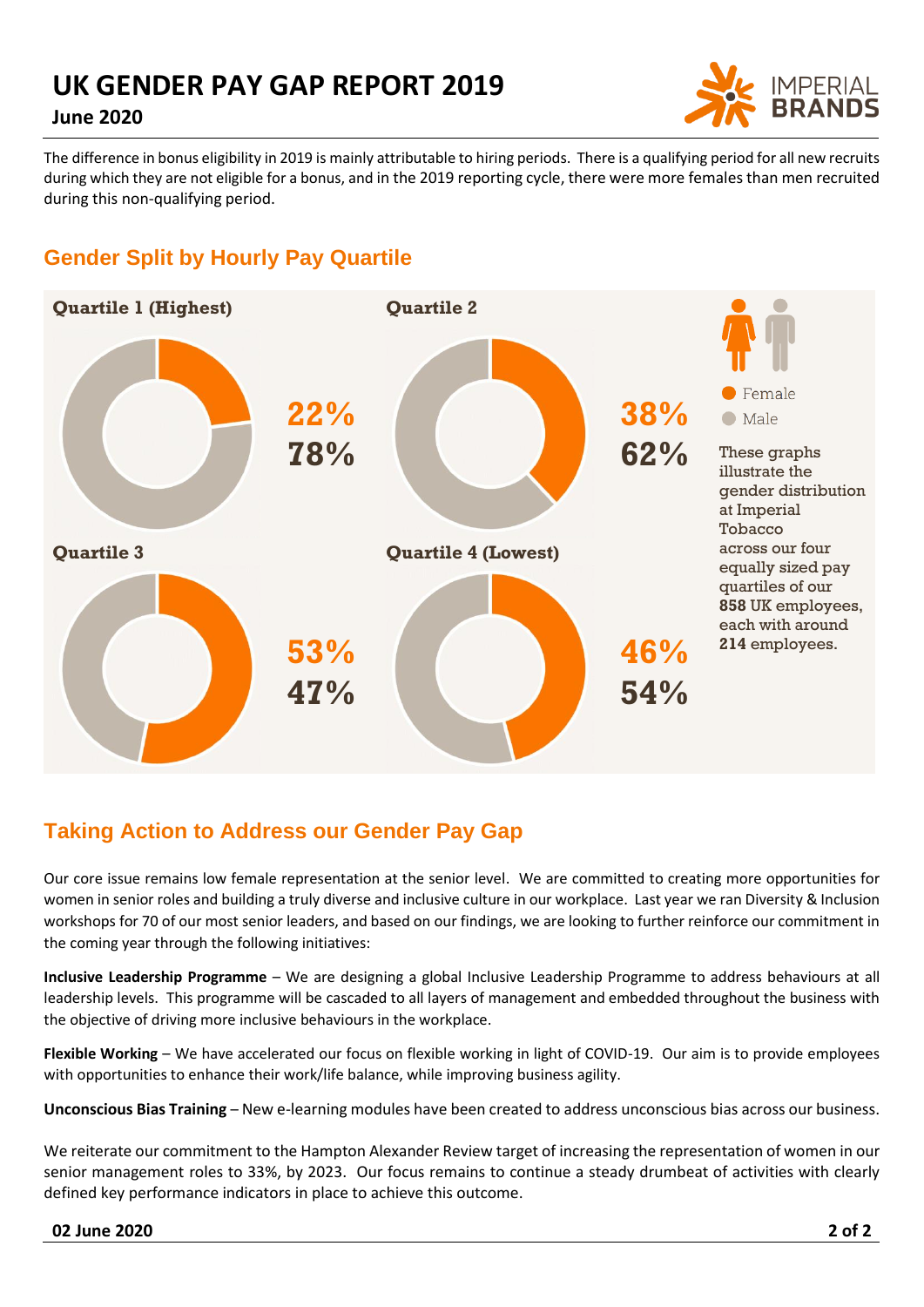# UK GENDER PAY GAP REPORT 2019

**June 2020**

The difference in bonus eligibility in 2019 is mainly attributable to hiring periods. There is a qualifying period for all new recruits during which they are not eligible for a bonus, and in the 2019 reporting cycle, there were more females than men recruited during this non-qualifying period.

## Gender Split by Hourly Pay Quartile

**Quartile 1 (Highest)**

22%

78%

**Quartile 2**

38%

62%

**Quartile 3**

53%

47%

**Quartile 4 (Lowest)**

46%

54%

Female

Male

These graphs illustrate the gender distribution at Imperial Tobacco across our four equally sized pay quartiles of our **858** UK employees, each with around **214** employees.

## Taking Action to Address our Gender Pay Gap

Our core issue remains low female representation at the senior level. We are committed to creating more opportunities for women in senior roles and building a truly diverse and inclusive culture in our workplace. Last year we ran Diversity & Inclusion workshops for 70 of our most senior leaders, and based on our findings, we are looking to further reinforce our commitment in the coming year through the following initiatives:

**Inclusive Leadership Programme** – We are designing a global Inclusive Leadership Programme to address behaviours at all leadership levels. This programme will be cascaded to all layers of management and embedded throughout the business with the objective of driving more inclusive behaviours in the workplace.

**Flexible Working** – We have accelerated our focus on flexible working in light of COVID-19. Our aim is to provide employees with opportunities to enhance their work/life balance, while improving business agility.

**Unconscious Bias Training** – New e-learning modules have been created to address unconscious bias across our business.

We reiterate our commitment to the Hampton Alexander Review target of increasing the representation of women in our senior management roles to 33%, by 2023. Our focus remains to continue a steady drumbeat of activities with clearly defined key performance indicators in place to achieve this outcome.

**02 June 2020**